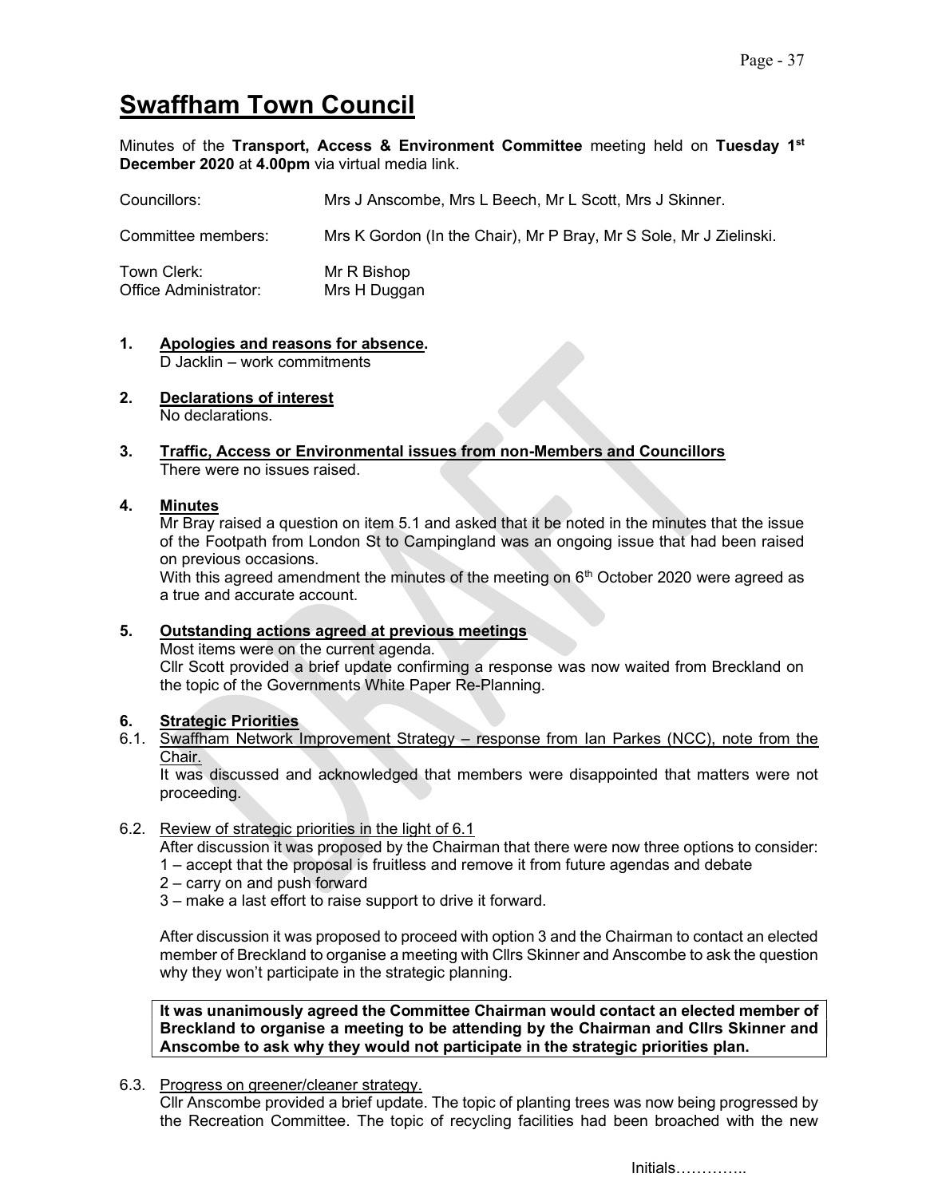# Swaffham Town Council

Minutes of the **Transport, Access & Environment Committee** meeting held on **Tuesday 1st December 2020** at **4.00pm** via virtual media link.

| | |
|---|---|
| Councillors: | Mrs J Anscombe, Mrs L Beech, Mr L Scott, Mrs J Skinner. |
| Committee members: | Mrs K Gordon (In the Chair), Mr P Bray, Mr S Sole, Mr J Zielinski. |
| Town Clerk: | Mr R Bishop |
| Office Administrator: | Mrs H Duggan |

## 1. Apologies and reasons for absence.

D Jacklin – work commitments

## 2. Declarations of interest

No declarations.

## 3. Traffic, Access or Environmental issues from non-Members and Councillors

There were no issues raised.

## 4. Minutes

Mr Bray raised a question on item 5.1 and asked that it be noted in the minutes that the issue of the Footpath from London St to Campingland was an ongoing issue that had been raised on previous occasions.

With this agreed amendment the minutes of the meeting on 6th October 2020 were agreed as a true and accurate account.

## 5. Outstanding actions agreed at previous meetings

Most items were on the current agenda.

Cllr Scott provided a brief update confirming a response was now waited from Breckland on the topic of the Governments White Paper Re-Planning.

## 6. Strategic Priorities

6.1. Swaffham Network Improvement Strategy – response from Ian Parkes (NCC), note from the Chair.

It was discussed and acknowledged that members were disappointed that matters were not proceeding.

6.2. Review of strategic priorities in the light of 6.1

After discussion it was proposed by the Chairman that there were now three options to consider:

1 – accept that the proposal is fruitless and remove it from future agendas and debate

2 – carry on and push forward

3 – make a last effort to raise support to drive it forward.

After discussion it was proposed to proceed with option 3 and the Chairman to contact an elected member of Breckland to organise a meeting with Cllrs Skinner and Anscombe to ask the question why they won't participate in the strategic planning.

**It was unanimously agreed the Committee Chairman would contact an elected member of Breckland to organise a meeting to be attending by the Chairman and Cllrs Skinner and Anscombe to ask why they would not participate in the strategic priorities plan.**

6.3. Progress on greener/cleaner strategy.

Cllr Anscombe provided a brief update. The topic of planting trees was now being progressed by the Recreation Committee. The topic of recycling facilities had been broached with the new

Initials…………..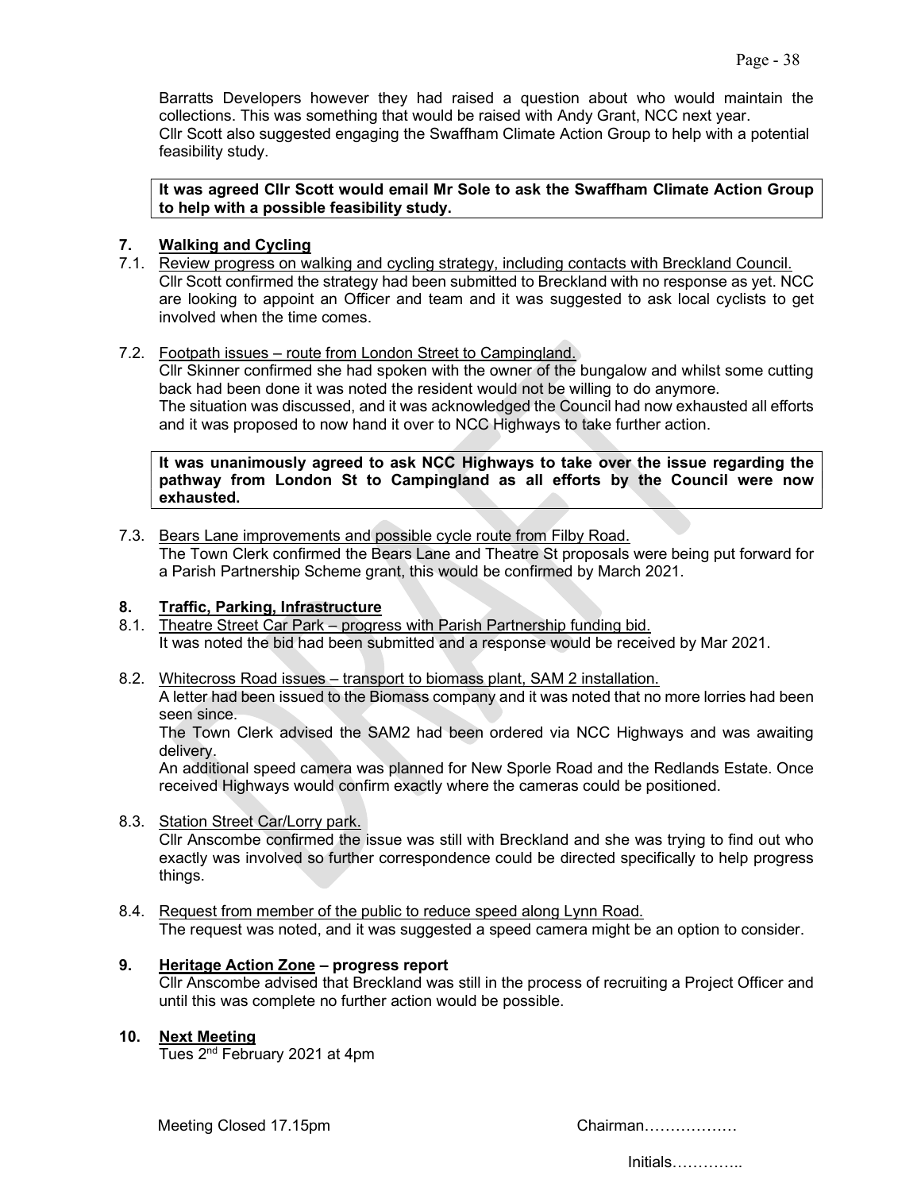Barratts Developers however they had raised a question about who would maintain the collections. This was something that would be raised with Andy Grant, NCC next year.
Cllr Scott also suggested engaging the Swaffham Climate Action Group to help with a potential feasibility study.

**It was agreed Cllr Scott would email Mr Sole to ask the Swaffham Climate Action Group to help with a possible feasibility study.**

## 7. Walking and Cycling

7.1. Review progress on walking and cycling strategy, including contacts with Breckland Council.
Cllr Scott confirmed the strategy had been submitted to Breckland with no response as yet. NCC are looking to appoint an Officer and team and it was suggested to ask local cyclists to get involved when the time comes.

7.2. Footpath issues – route from London Street to Campingland.
Cllr Skinner confirmed she had spoken with the owner of the bungalow and whilst some cutting back had been done it was noted the resident would not be willing to do anymore.
The situation was discussed, and it was acknowledged the Council had now exhausted all efforts and it was proposed to now hand it over to NCC Highways to take further action.

**It was unanimously agreed to ask NCC Highways to take over the issue regarding the pathway from London St to Campingland as all efforts by the Council were now exhausted.**

7.3. Bears Lane improvements and possible cycle route from Filby Road.
The Town Clerk confirmed the Bears Lane and Theatre St proposals were being put forward for a Parish Partnership Scheme grant, this would be confirmed by March 2021.

## 8. Traffic, Parking, Infrastructure

8.1. Theatre Street Car Park – progress with Parish Partnership funding bid.
It was noted the bid had been submitted and a response would be received by Mar 2021.

8.2. Whitecross Road issues – transport to biomass plant, SAM 2 installation.
A letter had been issued to the Biomass company and it was noted that no more lorries had been seen since.
The Town Clerk advised the SAM2 had been ordered via NCC Highways and was awaiting delivery.
An additional speed camera was planned for New Sporle Road and the Redlands Estate. Once received Highways would confirm exactly where the cameras could be positioned.

8.3. Station Street Car/Lorry park.
Cllr Anscombe confirmed the issue was still with Breckland and she was trying to find out who exactly was involved so further correspondence could be directed specifically to help progress things.

8.4. Request from member of the public to reduce speed along Lynn Road.
The request was noted, and it was suggested a speed camera might be an option to consider.

## 9. Heritage Action Zone – progress report

Cllr Anscombe advised that Breckland was still in the process of recruiting a Project Officer and until this was complete no further action would be possible.

## 10. Next Meeting

Tues 2nd February 2021 at 4pm

Meeting Closed 17.15pm

Chairman………………

Initials…………..